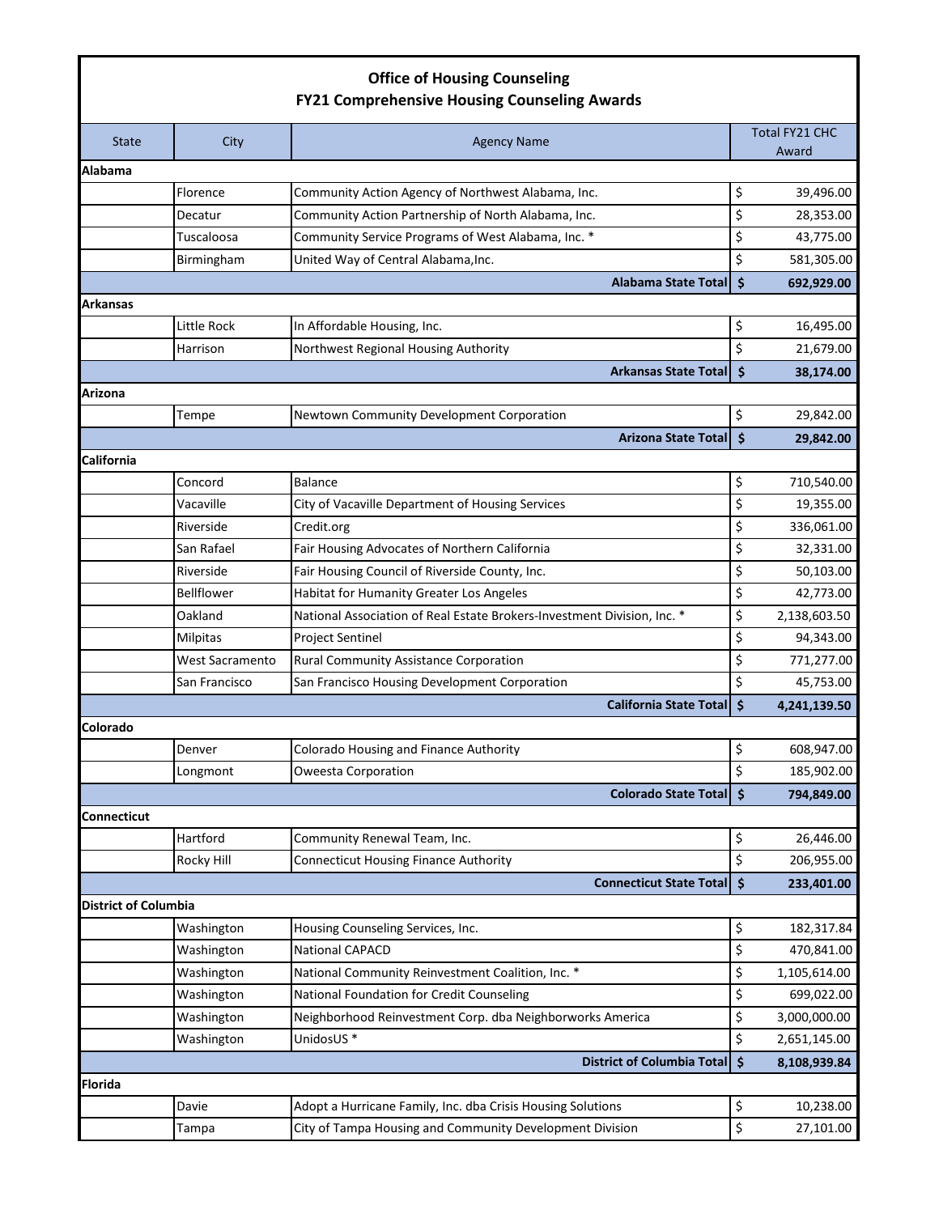# Office of Housing Counseling
## FY21 Comprehensive Housing Counseling Awards

| State | City | Agency Name | Total FY21 CHC Award |
|---|---|---|---|
| **Alabama** | | | |
| | Florence | Community Action Agency of Northwest Alabama, Inc. | $ 39,496.00 |
| | Decatur | Community Action Partnership of North Alabama, Inc. | $ 28,353.00 |
| | Tuscaloosa | Community Service Programs of West Alabama, Inc. * | $ 43,775.00 |
| | Birmingham | United Way of Central Alabama,Inc. | $ 581,305.00 |
| | | **Alabama State Total** | **$ 692,929.00** |
| **Arkansas** | | | |
| | Little Rock | In Affordable Housing, Inc. | $ 16,495.00 |
| | Harrison | Northwest Regional Housing Authority | $ 21,679.00 |
| | | **Arkansas State Total** | **$ 38,174.00** |
| **Arizona** | | | |
| | Tempe | Newtown Community Development Corporation | $ 29,842.00 |
| | | **Arizona State Total** | **$ 29,842.00** |
| **California** | | | |
| | Concord | Balance | $ 710,540.00 |
| | Vacaville | City of Vacaville Department of Housing Services | $ 19,355.00 |
| | Riverside | Credit.org | $ 336,061.00 |
| | San Rafael | Fair Housing Advocates of Northern California | $ 32,331.00 |
| | Riverside | Fair Housing Council of Riverside County, Inc. | $ 50,103.00 |
| | Bellflower | Habitat for Humanity Greater Los Angeles | $ 42,773.00 |
| | Oakland | National Association of Real Estate Brokers-Investment Division, Inc. * | $ 2,138,603.50 |
| | Milpitas | Project Sentinel | $ 94,343.00 |
| | West Sacramento | Rural Community Assistance Corporation | $ 771,277.00 |
| | San Francisco | San Francisco Housing Development Corporation | $ 45,753.00 |
| | | **California State Total** | **$ 4,241,139.50** |
| **Colorado** | | | |
| | Denver | Colorado Housing and Finance Authority | $ 608,947.00 |
| | Longmont | Oweesta Corporation | $ 185,902.00 |
| | | **Colorado State Total** | **$ 794,849.00** |
| **Connecticut** | | | |
| | Hartford | Community Renewal Team, Inc. | $ 26,446.00 |
| | Rocky Hill | Connecticut Housing Finance Authority | $ 206,955.00 |
| | | **Connecticut State Total** | **$ 233,401.00** |
| **District of Columbia** | | | |
| | Washington | Housing Counseling Services, Inc. | $ 182,317.84 |
| | Washington | National CAPACD | $ 470,841.00 |
| | Washington | National Community Reinvestment Coalition, Inc. * | $ 1,105,614.00 |
| | Washington | National Foundation for Credit Counseling | $ 699,022.00 |
| | Washington | Neighborhood Reinvestment Corp. dba Neighborworks America | $ 3,000,000.00 |
| | Washington | UnidosUS * | $ 2,651,145.00 |
| | | **District of Columbia Total** | **$ 8,108,939.84** |
| **Florida** | | | |
| | Davie | Adopt a Hurricane Family, Inc. dba Crisis Housing Solutions | $ 10,238.00 |
| | Tampa | City of Tampa Housing and Community Development Division | $ 27,101.00 |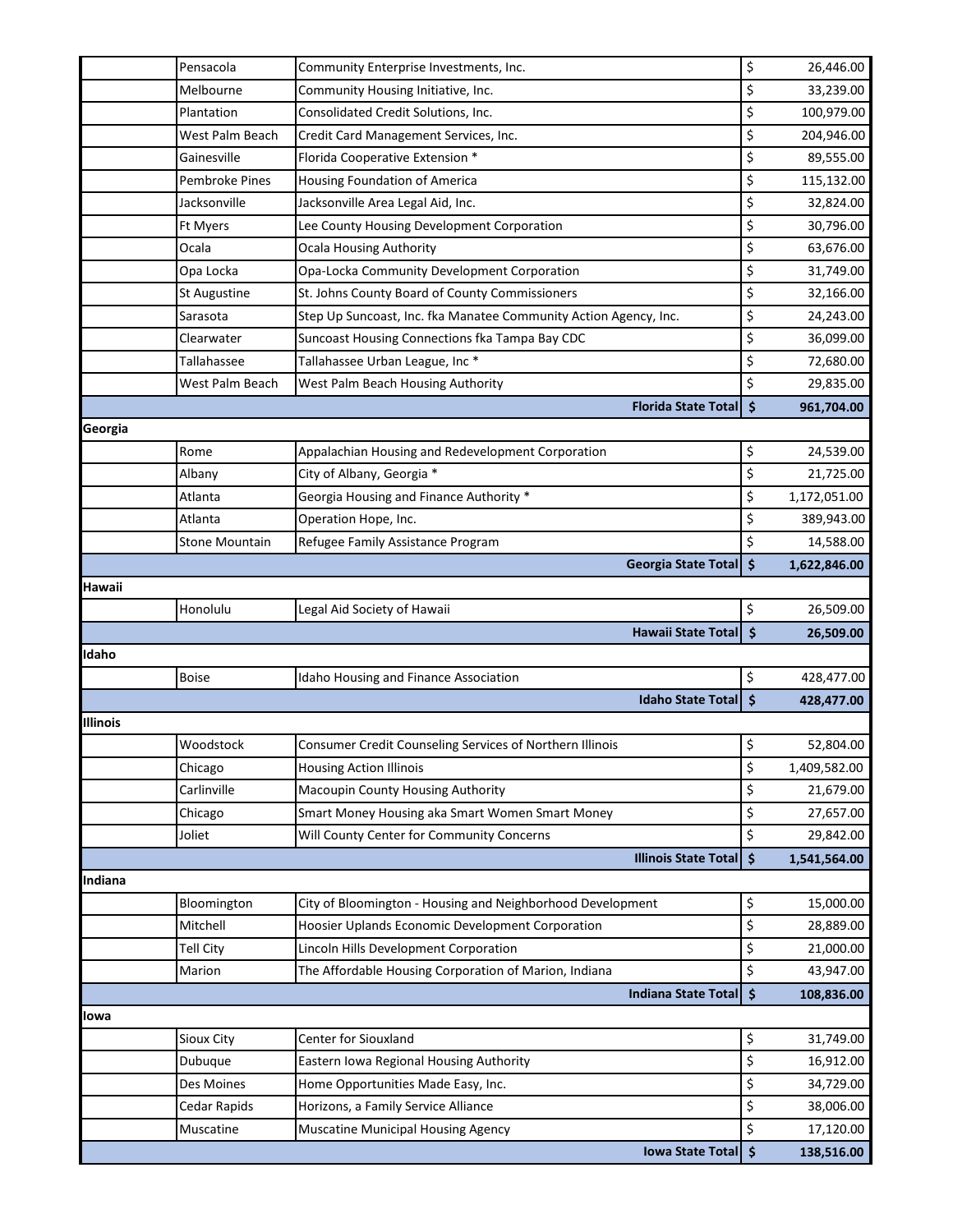| | | | | |
|---|---|---|---|---|
| | Pensacola | Community Enterprise Investments, Inc. | $ | 26,446.00 |
| | Melbourne | Community Housing Initiative, Inc. | $ | 33,239.00 |
| | Plantation | Consolidated Credit Solutions, Inc. | $ | 100,979.00 |
| | West Palm Beach | Credit Card Management Services, Inc. | $ | 204,946.00 |
| | Gainesville | Florida Cooperative Extension * | $ | 89,555.00 |
| | Pembroke Pines | Housing Foundation of America | $ | 115,132.00 |
| | Jacksonville | Jacksonville Area Legal Aid, Inc. | $ | 32,824.00 |
| | Ft Myers | Lee County Housing Development Corporation | $ | 30,796.00 |
| | Ocala | Ocala Housing Authority | $ | 63,676.00 |
| | Opa Locka | Opa-Locka Community Development Corporation | $ | 31,749.00 |
| | St Augustine | St. Johns County Board of County Commissioners | $ | 32,166.00 |
| | Sarasota | Step Up Suncoast, Inc. fka Manatee Community Action Agency, Inc. | $ | 24,243.00 |
| | Clearwater | Suncoast Housing Connections fka Tampa Bay CDC | $ | 36,099.00 |
| | Tallahassee | Tallahassee Urban League, Inc * | $ | 72,680.00 |
| | West Palm Beach | West Palm Beach Housing Authority | $ | 29,835.00 |
| | | **Florida State Total** | **$** | **961,704.00** |
| **Georgia** | | | | |
| | Rome | Appalachian Housing and Redevelopment Corporation | $ | 24,539.00 |
| | Albany | City of Albany, Georgia * | $ | 21,725.00 |
| | Atlanta | Georgia Housing and Finance Authority * | $ | 1,172,051.00 |
| | Atlanta | Operation Hope, Inc. | $ | 389,943.00 |
| | Stone Mountain | Refugee Family Assistance Program | $ | 14,588.00 |
| | | **Georgia State Total** | **$** | **1,622,846.00** |
| **Hawaii** | | | | |
| | Honolulu | Legal Aid Society of Hawaii | $ | 26,509.00 |
| | | **Hawaii State Total** | **$** | **26,509.00** |
| **Idaho** | | | | |
| | Boise | Idaho Housing and Finance Association | $ | 428,477.00 |
| | | **Idaho State Total** | **$** | **428,477.00** |
| **Illinois** | | | | |
| | Woodstock | Consumer Credit Counseling Services of Northern Illinois | $ | 52,804.00 |
| | Chicago | Housing Action Illinois | $ | 1,409,582.00 |
| | Carlinville | Macoupin County Housing Authority | $ | 21,679.00 |
| | Chicago | Smart Money Housing aka Smart Women Smart Money | $ | 27,657.00 |
| | Joliet | Will County Center for Community Concerns | $ | 29,842.00 |
| | | **Illinois State Total** | **$** | **1,541,564.00** |
| **Indiana** | | | | |
| | Bloomington | City of Bloomington - Housing and Neighborhood Development | $ | 15,000.00 |
| | Mitchell | Hoosier Uplands Economic Development Corporation | $ | 28,889.00 |
| | Tell City | Lincoln Hills Development Corporation | $ | 21,000.00 |
| | Marion | The Affordable Housing Corporation of Marion, Indiana | $ | 43,947.00 |
| | | **Indiana State Total** | **$** | **108,836.00** |
| **Iowa** | | | | |
| | Sioux City | Center for Siouxland | $ | 31,749.00 |
| | Dubuque | Eastern Iowa Regional Housing Authority | $ | 16,912.00 |
| | Des Moines | Home Opportunities Made Easy, Inc. | $ | 34,729.00 |
| | Cedar Rapids | Horizons, a Family Service Alliance | $ | 38,006.00 |
| | Muscatine | Muscatine Municipal Housing Agency | $ | 17,120.00 |
| | | **Iowa State Total** | **$** | **138,516.00** |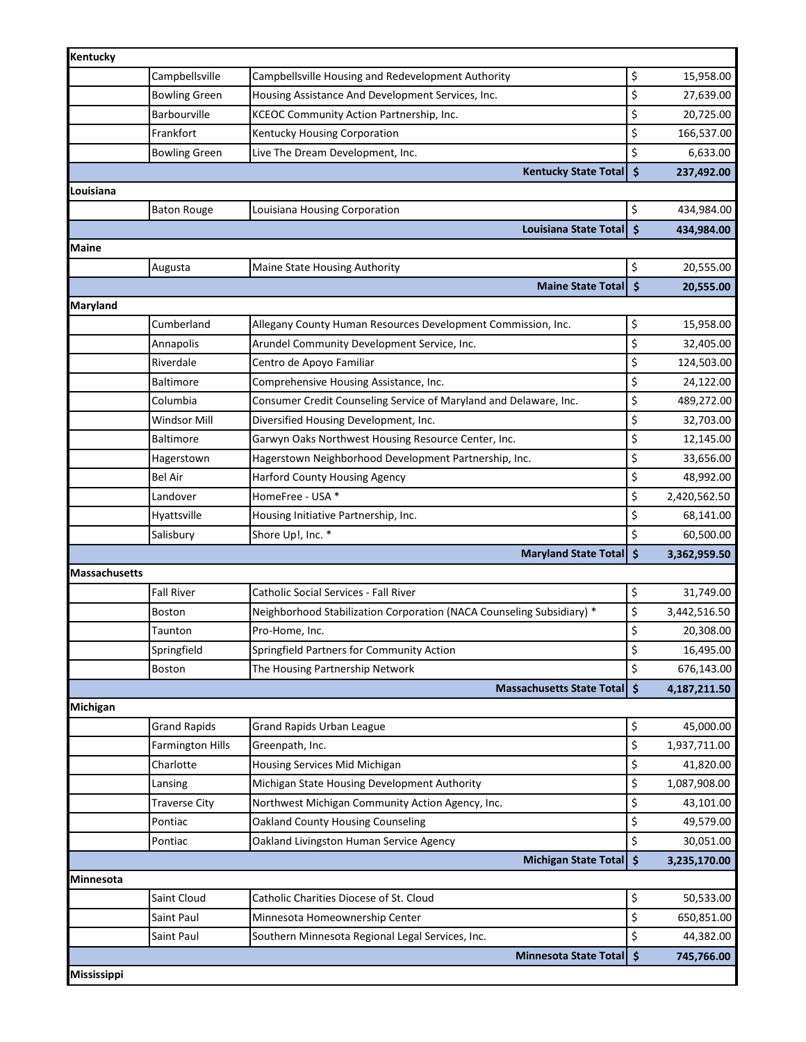| | | | |
|---|---|---|---|
| **Kentucky** | | | |
| | Campbellsville | Campbellsville Housing and Redevelopment Authority | $ 15,958.00 |
| | Bowling Green | Housing Assistance And Development Services, Inc. | $ 27,639.00 |
| | Barbourville | KCEOC Community Action Partnership, Inc. | $ 20,725.00 |
| | Frankfort | Kentucky Housing Corporation | $ 166,537.00 |
| | Bowling Green | Live The Dream Development, Inc. | $ 6,633.00 |
| | | **Kentucky State Total** | **$ 237,492.00** |
| **Louisiana** | | | |
| | Baton Rouge | Louisiana Housing Corporation | $ 434,984.00 |
| | | **Louisiana State Total** | **$ 434,984.00** |
| **Maine** | | | |
| | Augusta | Maine State Housing Authority | $ 20,555.00 |
| | | **Maine State Total** | **$ 20,555.00** |
| **Maryland** | | | |
| | Cumberland | Allegany County Human Resources Development Commission, Inc. | $ 15,958.00 |
| | Annapolis | Arundel Community Development Service, Inc. | $ 32,405.00 |
| | Riverdale | Centro de Apoyo Familiar | $ 124,503.00 |
| | Baltimore | Comprehensive Housing Assistance, Inc. | $ 24,122.00 |
| | Columbia | Consumer Credit Counseling Service of Maryland and Delaware, Inc. | $ 489,272.00 |
| | Windsor Mill | Diversified Housing Development, Inc. | $ 32,703.00 |
| | Baltimore | Garwyn Oaks Northwest Housing Resource Center, Inc. | $ 12,145.00 |
| | Hagerstown | Hagerstown Neighborhood Development Partnership, Inc. | $ 33,656.00 |
| | Bel Air | Harford County Housing Agency | $ 48,992.00 |
| | Landover | HomeFree - USA * | $ 2,420,562.50 |
| | Hyattsville | Housing Initiative Partnership, Inc. | $ 68,141.00 |
| | Salisbury | Shore Up!, Inc. * | $ 60,500.00 |
| | | **Maryland State Total** | **$ 3,362,959.50** |
| **Massachusetts** | | | |
| | Fall River | Catholic Social Services - Fall River | $ 31,749.00 |
| | Boston | Neighborhood Stabilization Corporation (NACA Counseling Subsidiary) * | $ 3,442,516.50 |
| | Taunton | Pro-Home, Inc. | $ 20,308.00 |
| | Springfield | Springfield Partners for Community Action | $ 16,495.00 |
| | Boston | The Housing Partnership Network | $ 676,143.00 |
| | | **Massachusetts State Total** | **$ 4,187,211.50** |
| **Michigan** | | | |
| | Grand Rapids | Grand Rapids Urban League | $ 45,000.00 |
| | Farmington Hills | Greenpath, Inc. | $ 1,937,711.00 |
| | Charlotte | Housing Services Mid Michigan | $ 41,820.00 |
| | Lansing | Michigan State Housing Development Authority | $ 1,087,908.00 |
| | Traverse City | Northwest Michigan Community Action Agency, Inc. | $ 43,101.00 |
| | Pontiac | Oakland County Housing Counseling | $ 49,579.00 |
| | Pontiac | Oakland Livingston Human Service Agency | $ 30,051.00 |
| | | **Michigan State Total** | **$ 3,235,170.00** |
| **Minnesota** | | | |
| | Saint Cloud | Catholic Charities Diocese of St. Cloud | $ 50,533.00 |
| | Saint Paul | Minnesota Homeownership Center | $ 650,851.00 |
| | Saint Paul | Southern Minnesota Regional Legal Services, Inc. | $ 44,382.00 |
| | | **Minnesota State Total** | **$ 745,766.00** |
| **Mississippi** | | | |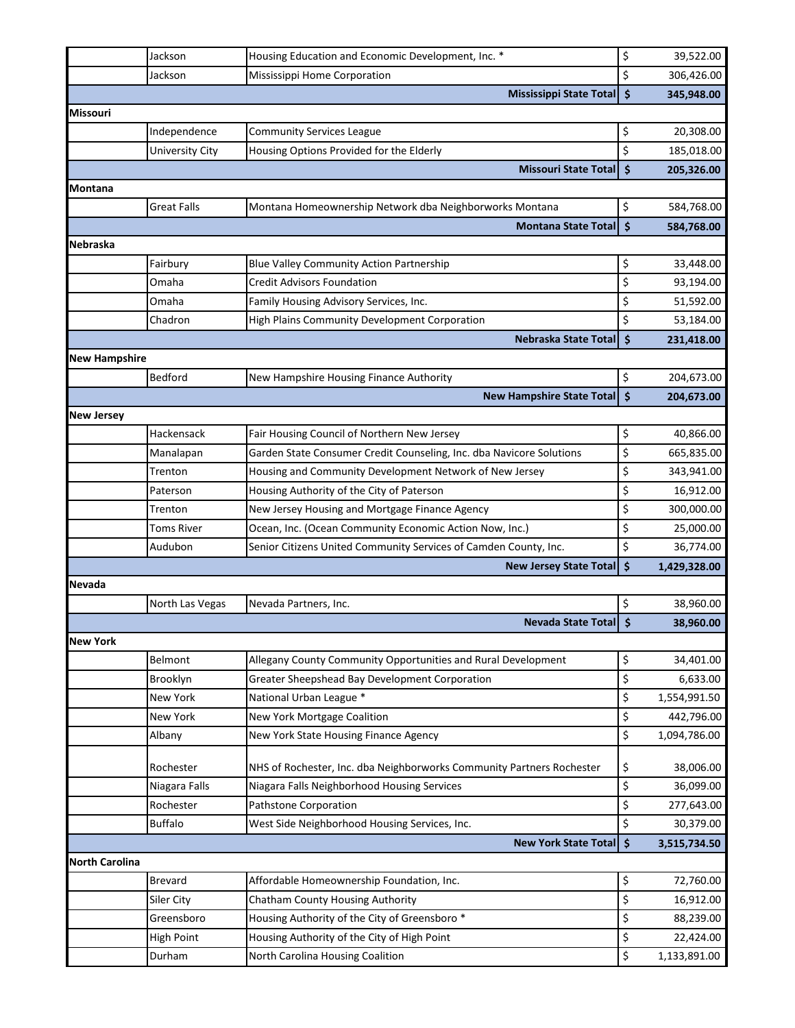| | | | | |
|---|---|---|---|---|
| | Jackson | Housing Education and Economic Development, Inc. * | $ | 39,522.00 |
| | Jackson | Mississippi Home Corporation | $ | 306,426.00 |
| | | **Mississippi State Total** | **$** | **345,948.00** |
| **Missouri** | | | | |
| | Independence | Community Services League | $ | 20,308.00 |
| | University City | Housing Options Provided for the Elderly | $ | 185,018.00 |
| | | **Missouri State Total** | **$** | **205,326.00** |
| **Montana** | | | | |
| | Great Falls | Montana Homeownership Network dba Neighborworks Montana | $ | 584,768.00 |
| | | **Montana State Total** | **$** | **584,768.00** |
| **Nebraska** | | | | |
| | Fairbury | Blue Valley Community Action Partnership | $ | 33,448.00 |
| | Omaha | Credit Advisors Foundation | $ | 93,194.00 |
| | Omaha | Family Housing Advisory Services, Inc. | $ | 51,592.00 |
| | Chadron | High Plains Community Development Corporation | $ | 53,184.00 |
| | | **Nebraska State Total** | **$** | **231,418.00** |
| **New Hampshire** | | | | |
| | Bedford | New Hampshire Housing Finance Authority | $ | 204,673.00 |
| | | **New Hampshire State Total** | **$** | **204,673.00** |
| **New Jersey** | | | | |
| | Hackensack | Fair Housing Council of Northern New Jersey | $ | 40,866.00 |
| | Manalapan | Garden State Consumer Credit Counseling, Inc. dba Navicore Solutions | $ | 665,835.00 |
| | Trenton | Housing and Community Development Network of New Jersey | $ | 343,941.00 |
| | Paterson | Housing Authority of the City of Paterson | $ | 16,912.00 |
| | Trenton | New Jersey Housing and Mortgage Finance Agency | $ | 300,000.00 |
| | Toms River | Ocean, Inc. (Ocean Community Economic Action Now, Inc.) | $ | 25,000.00 |
| | Audubon | Senior Citizens United Community Services of Camden County, Inc. | $ | 36,774.00 |
| | | **New Jersey State Total** | **$** | **1,429,328.00** |
| **Nevada** | | | | |
| | North Las Vegas | Nevada Partners, Inc. | $ | 38,960.00 |
| | | **Nevada State Total** | **$** | **38,960.00** |
| **New York** | | | | |
| | Belmont | Allegany County Community Opportunities and Rural Development | $ | 34,401.00 |
| | Brooklyn | Greater Sheepshead Bay Development Corporation | $ | 6,633.00 |
| | New York | National Urban League * | $ | 1,554,991.50 |
| | New York | New York Mortgage Coalition | $ | 442,796.00 |
| | Albany | New York State Housing Finance Agency | $ | 1,094,786.00 |
| | Rochester | NHS of Rochester, Inc. dba Neighborworks Community Partners Rochester | $ | 38,006.00 |
| | Niagara Falls | Niagara Falls Neighborhood Housing Services | $ | 36,099.00 |
| | Rochester | Pathstone Corporation | $ | 277,643.00 |
| | Buffalo | West Side Neighborhood Housing Services, Inc. | $ | 30,379.00 |
| | | **New York State Total** | **$** | **3,515,734.50** |
| **North Carolina** | | | | |
| | Brevard | Affordable Homeownership Foundation, Inc. | $ | 72,760.00 |
| | Siler City | Chatham County Housing Authority | $ | 16,912.00 |
| | Greensboro | Housing Authority of the City of Greensboro * | $ | 88,239.00 |
| | High Point | Housing Authority of the City of High Point | $ | 22,424.00 |
| | Durham | North Carolina Housing Coalition | $ | 1,133,891.00 |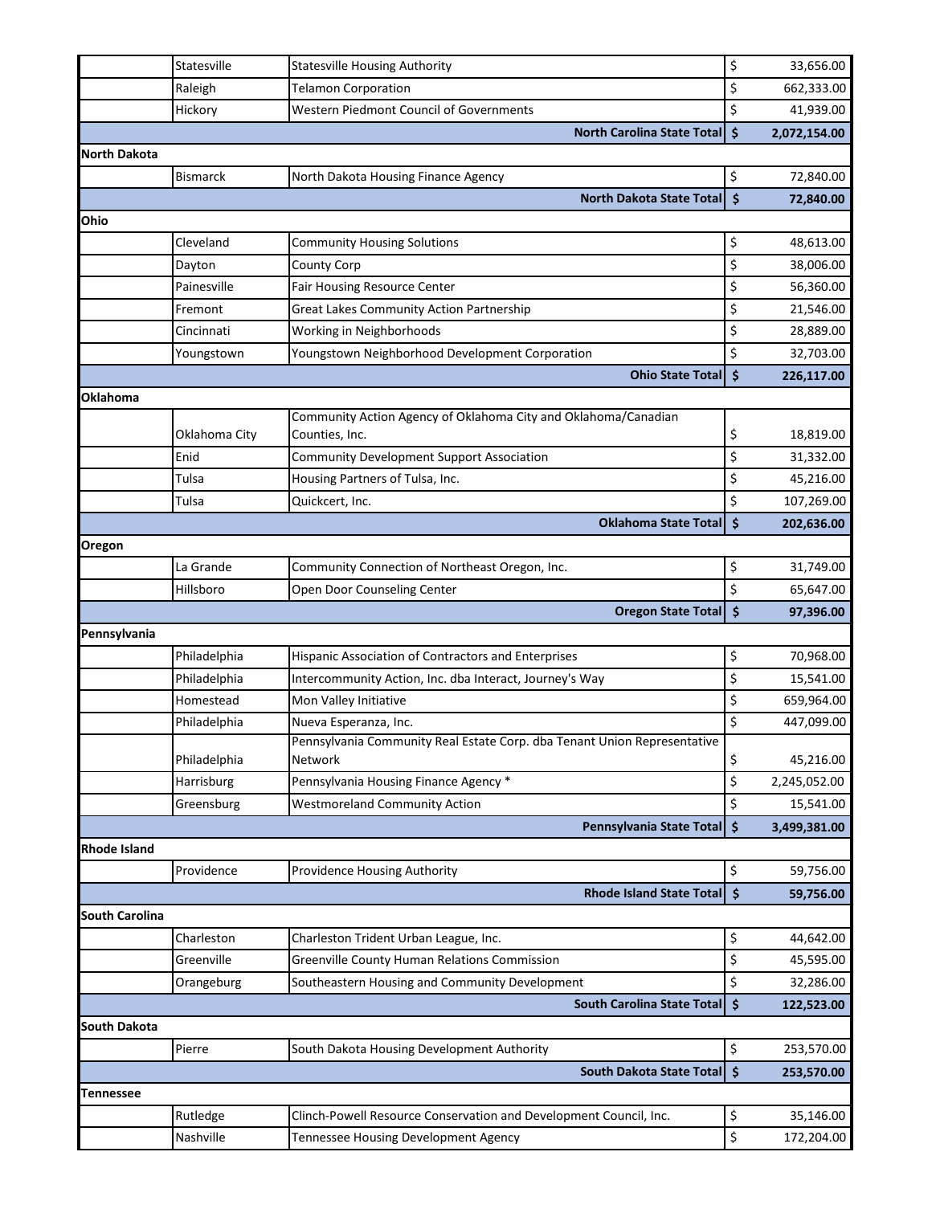| | | | | |
|---|---|---|---|---|
| | Statesville | Statesville Housing Authority | $ | 33,656.00 |
| | Raleigh | Telamon Corporation | $ | 662,333.00 |
| | Hickory | Western Piedmont Council of Governments | $ | 41,939.00 |
| | | **North Carolina State Total** | **$** | **2,072,154.00** |
| **North Dakota** | | | | |
| | Bismarck | North Dakota Housing Finance Agency | $ | 72,840.00 |
| | | **North Dakota State Total** | **$** | **72,840.00** |
| **Ohio** | | | | |
| | Cleveland | Community Housing Solutions | $ | 48,613.00 |
| | Dayton | County Corp | $ | 38,006.00 |
| | Painesville | Fair Housing Resource Center | $ | 56,360.00 |
| | Fremont | Great Lakes Community Action Partnership | $ | 21,546.00 |
| | Cincinnati | Working in Neighborhoods | $ | 28,889.00 |
| | Youngstown | Youngstown Neighborhood Development Corporation | $ | 32,703.00 |
| | | **Ohio State Total** | **$** | **226,117.00** |
| **Oklahoma** | | | | |
| | Oklahoma City | Community Action Agency of Oklahoma City and Oklahoma/Canadian Counties, Inc. | $ | 18,819.00 |
| | Enid | Community Development Support Association | $ | 31,332.00 |
| | Tulsa | Housing Partners of Tulsa, Inc. | $ | 45,216.00 |
| | Tulsa | Quickcert, Inc. | $ | 107,269.00 |
| | | **Oklahoma State Total** | **$** | **202,636.00** |
| **Oregon** | | | | |
| | La Grande | Community Connection of Northeast Oregon, Inc. | $ | 31,749.00 |
| | Hillsboro | Open Door Counseling Center | $ | 65,647.00 |
| | | **Oregon State Total** | **$** | **97,396.00** |
| **Pennsylvania** | | | | |
| | Philadelphia | Hispanic Association of Contractors and Enterprises | $ | 70,968.00 |
| | Philadelphia | Intercommunity Action, Inc. dba Interact, Journey's Way | $ | 15,541.00 |
| | Homestead | Mon Valley Initiative | $ | 659,964.00 |
| | Philadelphia | Nueva Esperanza, Inc. | $ | 447,099.00 |
| | Philadelphia | Pennsylvania Community Real Estate Corp. dba Tenant Union Representative Network | $ | 45,216.00 |
| | Harrisburg | Pennsylvania Housing Finance Agency * | $ | 2,245,052.00 |
| | Greensburg | Westmoreland Community Action | $ | 15,541.00 |
| | | **Pennsylvania State Total** | **$** | **3,499,381.00** |
| **Rhode Island** | | | | |
| | Providence | Providence Housing Authority | $ | 59,756.00 |
| | | **Rhode Island State Total** | **$** | **59,756.00** |
| **South Carolina** | | | | |
| | Charleston | Charleston Trident Urban League, Inc. | $ | 44,642.00 |
| | Greenville | Greenville County Human Relations Commission | $ | 45,595.00 |
| | Orangeburg | Southeastern Housing and Community Development | $ | 32,286.00 |
| | | **South Carolina State Total** | **$** | **122,523.00** |
| **South Dakota** | | | | |
| | Pierre | South Dakota Housing Development Authority | $ | 253,570.00 |
| | | **South Dakota State Total** | **$** | **253,570.00** |
| **Tennessee** | | | | |
| | Rutledge | Clinch-Powell Resource Conservation and Development Council, Inc. | $ | 35,146.00 |
| | Nashville | Tennessee Housing Development Agency | $ | 172,204.00 |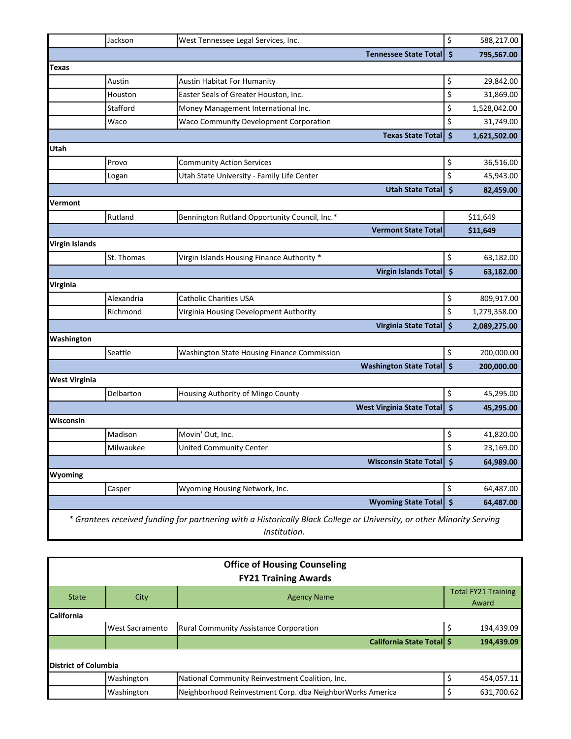| | | | | |
|---|---|---|---|---|
| | Jackson | West Tennessee Legal Services, Inc. | $ | 588,217.00 |
| | | **Tennessee State Total** | **$** | **795,567.00** |
| **Texas** | | | | |
| | Austin | Austin Habitat For Humanity | $ | 29,842.00 |
| | Houston | Easter Seals of Greater Houston, Inc. | $ | 31,869.00 |
| | Stafford | Money Management International Inc. | $ | 1,528,042.00 |
| | Waco | Waco Community Development Corporation | $ | 31,749.00 |
| | | **Texas State Total** | **$** | **1,621,502.00** |
| **Utah** | | | | |
| | Provo | Community Action Services | $ | 36,516.00 |
| | Logan | Utah State University - Family Life Center | $ | 45,943.00 |
| | | **Utah State Total** | **$** | **82,459.00** |
| **Vermont** | | | | |
| | Rutland | Bennington Rutland Opportunity Council, Inc.* | | $11,649 |
| | | **Vermont State Total** | | **$11,649** |
| **Virgin Islands** | | | | |
| | St. Thomas | Virgin Islands Housing Finance Authority * | $ | 63,182.00 |
| | | **Virgin Islands Total** | **$** | **63,182.00** |
| **Virginia** | | | | |
| | Alexandria | Catholic Charities USA | $ | 809,917.00 |
| | Richmond | Virginia Housing Development Authority | $ | 1,279,358.00 |
| | | **Virginia State Total** | **$** | **2,089,275.00** |
| **Washington** | | | | |
| | Seattle | Washington State Housing Finance Commission | $ | 200,000.00 |
| | | **Washington State Total** | **$** | **200,000.00** |
| **West Virginia** | | | | |
| | Delbarton | Housing Authority of Mingo County | $ | 45,295.00 |
| | | **West Virginia State Total** | **$** | **45,295.00** |
| **Wisconsin** | | | | |
| | Madison | Movin' Out, Inc. | $ | 41,820.00 |
| | Milwaukee | United Community Center | $ | 23,169.00 |
| | | **Wisconsin State Total** | **$** | **64,989.00** |
| **Wyoming** | | | | |
| | Casper | Wyoming Housing Network, Inc. | $ | 64,487.00 |
| | | **Wyoming State Total** | **$** | **64,487.00** |

*\* Grantees received funding for partnering with a Historically Black College or University, or other Minority Serving Institution.*

**Office of Housing Counseling**
**FY21 Training Awards**

| State | City | Agency Name | Total FY21 Training Award | |
|---|---|---|---|---|
| **California** | | | | |
| | West Sacramento | Rural Community Assistance Corporation | $ | 194,439.09 |
| | | **California State Total** | **$** | **194,439.09** |
| **District of Columbia** | | | | |
| | Washington | National Community Reinvestment Coalition, Inc. | $ | 454,057.11 |
| | Washington | Neighborhood Reinvestment Corp. dba NeighborWorks America | $ | 631,700.62 |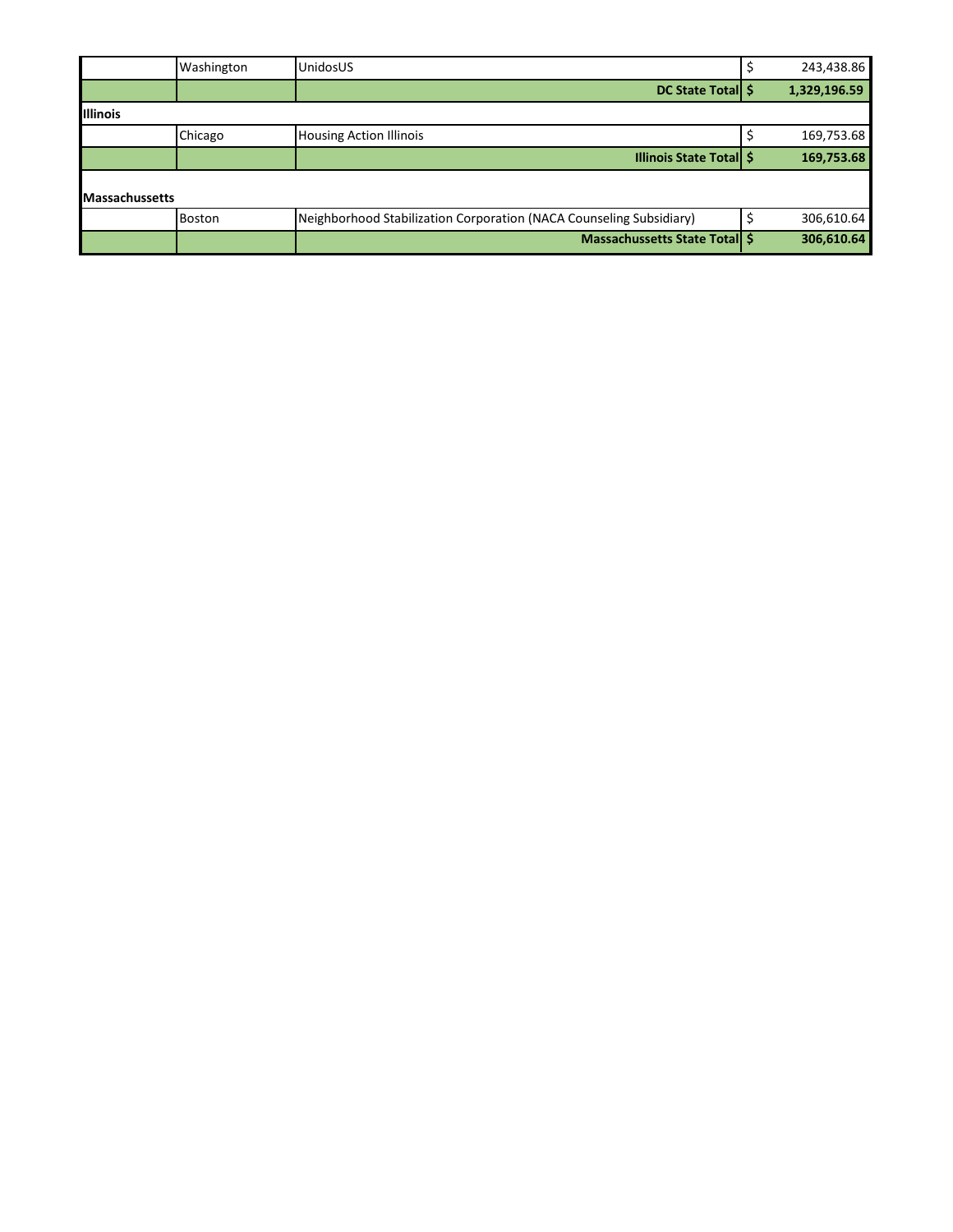| | | | | |
|---|---|---|---|---|
| | Washington | UnidosUS | $ | 243,438.86 |
| | | **DC State Total** | **$** | **1,329,196.59** |
| **Illinois** | | | | |
| | Chicago | Housing Action Illinois | $ | 169,753.68 |
| | | **Illinois State Total** | **$** | **169,753.68** |
| **Massachussetts** | | | | |
| | Boston | Neighborhood Stabilization Corporation (NACA Counseling Subsidiary) | $ | 306,610.64 |
| | | **Massachussetts State Total** | **$** | **306,610.64** |